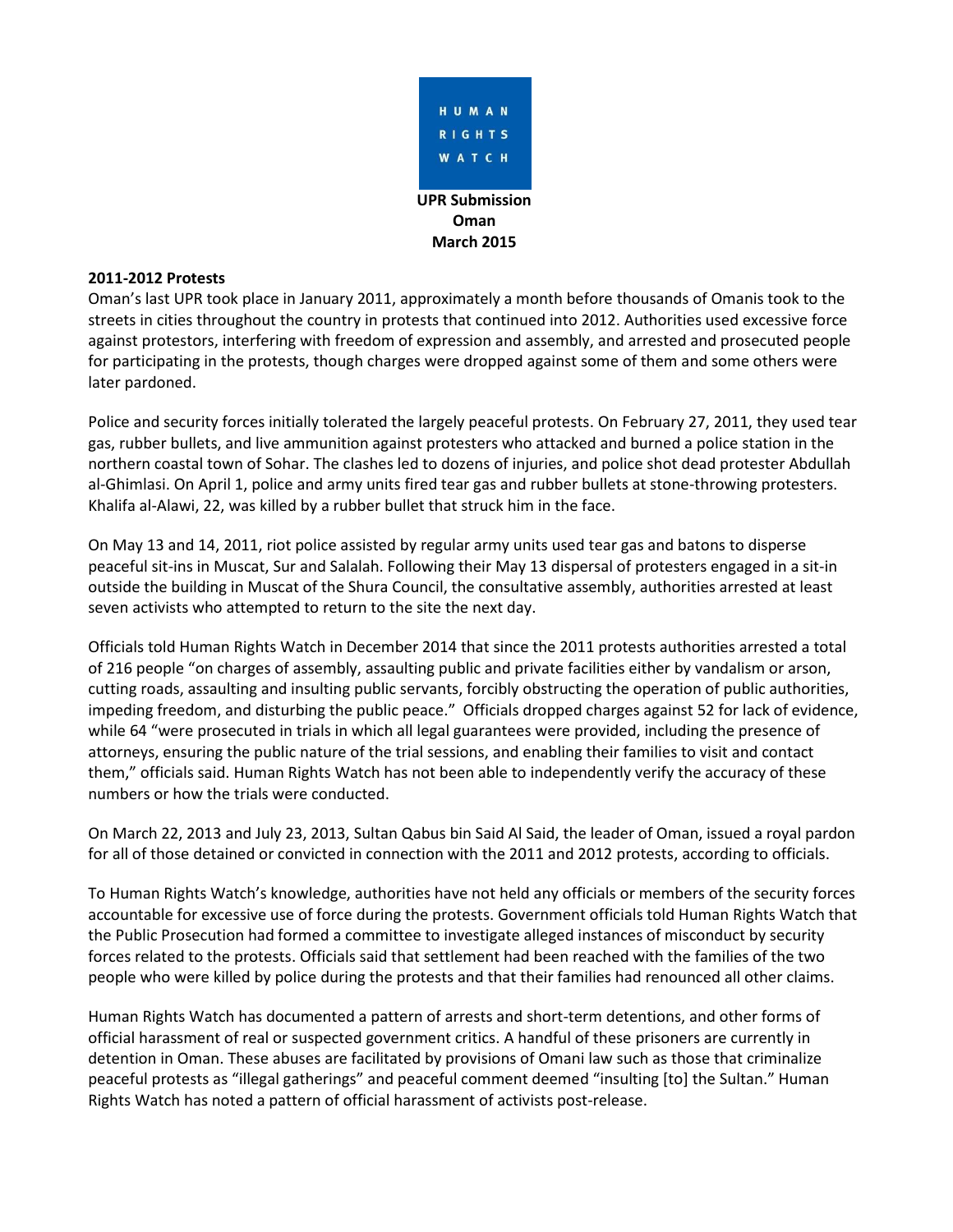HUMAN RIGHTS WATCH

**UPR Submission**
**Oman**
**March 2015**

**2011-2012 Protests**

Oman's last UPR took place in January 2011, approximately a month before thousands of Omanis took to the streets in cities throughout the country in protests that continued into 2012. Authorities used excessive force against protestors, interfering with freedom of expression and assembly, and arrested and prosecuted people for participating in the protests, though charges were dropped against some of them and some others were later pardoned.

Police and security forces initially tolerated the largely peaceful protests. On February 27, 2011, they used tear gas, rubber bullets, and live ammunition against protesters who attacked and burned a police station in the northern coastal town of Sohar. The clashes led to dozens of injuries, and police shot dead protester Abdullah al-Ghimlasi. On April 1, police and army units fired tear gas and rubber bullets at stone-throwing protesters. Khalifa al-Alawi, 22, was killed by a rubber bullet that struck him in the face.

On May 13 and 14, 2011, riot police assisted by regular army units used tear gas and batons to disperse peaceful sit-ins in Muscat, Sur and Salalah. Following their May 13 dispersal of protesters engaged in a sit-in outside the building in Muscat of the Shura Council, the consultative assembly, authorities arrested at least seven activists who attempted to return to the site the next day.

Officials told Human Rights Watch in December 2014 that since the 2011 protests authorities arrested a total of 216 people "on charges of assembly, assaulting public and private facilities either by vandalism or arson, cutting roads, assaulting and insulting public servants, forcibly obstructing the operation of public authorities, impeding freedom, and disturbing the public peace." Officials dropped charges against 52 for lack of evidence, while 64 "were prosecuted in trials in which all legal guarantees were provided, including the presence of attorneys, ensuring the public nature of the trial sessions, and enabling their families to visit and contact them," officials said. Human Rights Watch has not been able to independently verify the accuracy of these numbers or how the trials were conducted.

On March 22, 2013 and July 23, 2013, Sultan Qabus bin Said Al Said, the leader of Oman, issued a royal pardon for all of those detained or convicted in connection with the 2011 and 2012 protests, according to officials.

To Human Rights Watch's knowledge, authorities have not held any officials or members of the security forces accountable for excessive use of force during the protests. Government officials told Human Rights Watch that the Public Prosecution had formed a committee to investigate alleged instances of misconduct by security forces related to the protests. Officials said that settlement had been reached with the families of the two people who were killed by police during the protests and that their families had renounced all other claims.

Human Rights Watch has documented a pattern of arrests and short-term detentions, and other forms of official harassment of real or suspected government critics. A handful of these prisoners are currently in detention in Oman. These abuses are facilitated by provisions of Omani law such as those that criminalize peaceful protests as "illegal gatherings" and peaceful comment deemed "insulting [to] the Sultan." Human Rights Watch has noted a pattern of official harassment of activists post-release.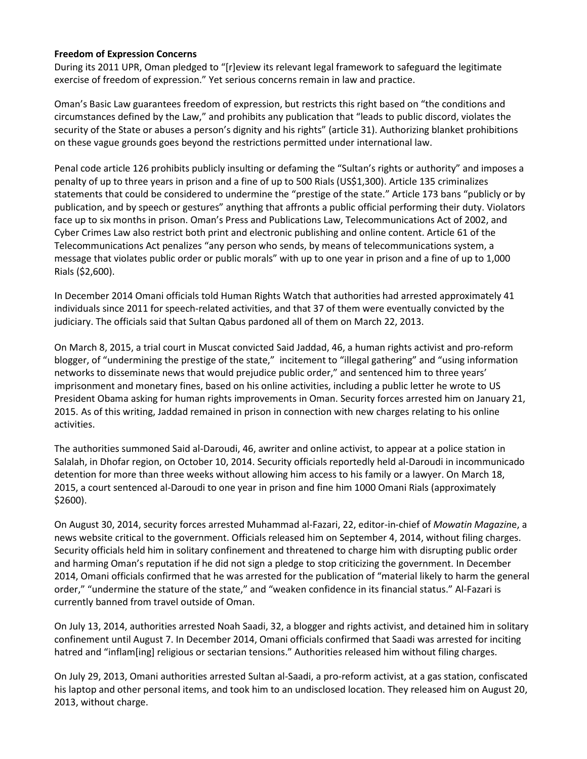**Freedom of Expression Concerns**

During its 2011 UPR, Oman pledged to "[r]eview its relevant legal framework to safeguard the legitimate exercise of freedom of expression." Yet serious concerns remain in law and practice.

Oman's Basic Law guarantees freedom of expression, but restricts this right based on "the conditions and circumstances defined by the Law," and prohibits any publication that "leads to public discord, violates the security of the State or abuses a person's dignity and his rights" (article 31). Authorizing blanket prohibitions on these vague grounds goes beyond the restrictions permitted under international law.

Penal code article 126 prohibits publicly insulting or defaming the "Sultan's rights or authority" and imposes a penalty of up to three years in prison and a fine of up to 500 Rials (US$1,300). Article 135 criminalizes statements that could be considered to undermine the "prestige of the state." Article 173 bans "publicly or by publication, and by speech or gestures" anything that affronts a public official performing their duty. Violators face up to six months in prison. Oman's Press and Publications Law, Telecommunications Act of 2002, and Cyber Crimes Law also restrict both print and electronic publishing and online content. Article 61 of the Telecommunications Act penalizes "any person who sends, by means of telecommunications system, a message that violates public order or public morals" with up to one year in prison and a fine of up to 1,000 Rials ($2,600).

In December 2014 Omani officials told Human Rights Watch that authorities had arrested approximately 41 individuals since 2011 for speech-related activities, and that 37 of them were eventually convicted by the judiciary. The officials said that Sultan Qabus pardoned all of them on March 22, 2013.

On March 8, 2015, a trial court in Muscat convicted Said Jaddad, 46, a human rights activist and pro-reform blogger, of "undermining the prestige of the state," incitement to "illegal gathering" and "using information networks to disseminate news that would prejudice public order," and sentenced him to three years' imprisonment and monetary fines, based on his online activities, including a public letter he wrote to US President Obama asking for human rights improvements in Oman. Security forces arrested him on January 21, 2015. As of this writing, Jaddad remained in prison in connection with new charges relating to his online activities.

The authorities summoned Said al-Daroudi, 46, awriter and online activist, to appear at a police station in Salalah, in Dhofar region, on October 10, 2014. Security officials reportedly held al-Daroudi in incommunicado detention for more than three weeks without allowing him access to his family or a lawyer. On March 18, 2015, a court sentenced al-Daroudi to one year in prison and fine him 1000 Omani Rials (approximately $2600).

On August 30, 2014, security forces arrested Muhammad al-Fazari, 22, editor-in-chief of *Mowatin Magazin*e, a news website critical to the government. Officials released him on September 4, 2014, without filing charges. Security officials held him in solitary confinement and threatened to charge him with disrupting public order and harming Oman's reputation if he did not sign a pledge to stop criticizing the government. In December 2014, Omani officials confirmed that he was arrested for the publication of "material likely to harm the general order," "undermine the stature of the state," and "weaken confidence in its financial status." Al-Fazari is currently banned from travel outside of Oman.

On July 13, 2014, authorities arrested Noah Saadi, 32, a blogger and rights activist, and detained him in solitary confinement until August 7. In December 2014, Omani officials confirmed that Saadi was arrested for inciting hatred and "inflam[ing] religious or sectarian tensions." Authorities released him without filing charges.

On July 29, 2013, Omani authorities arrested Sultan al-Saadi, a pro-reform activist, at a gas station, confiscated his laptop and other personal items, and took him to an undisclosed location. They released him on August 20, 2013, without charge.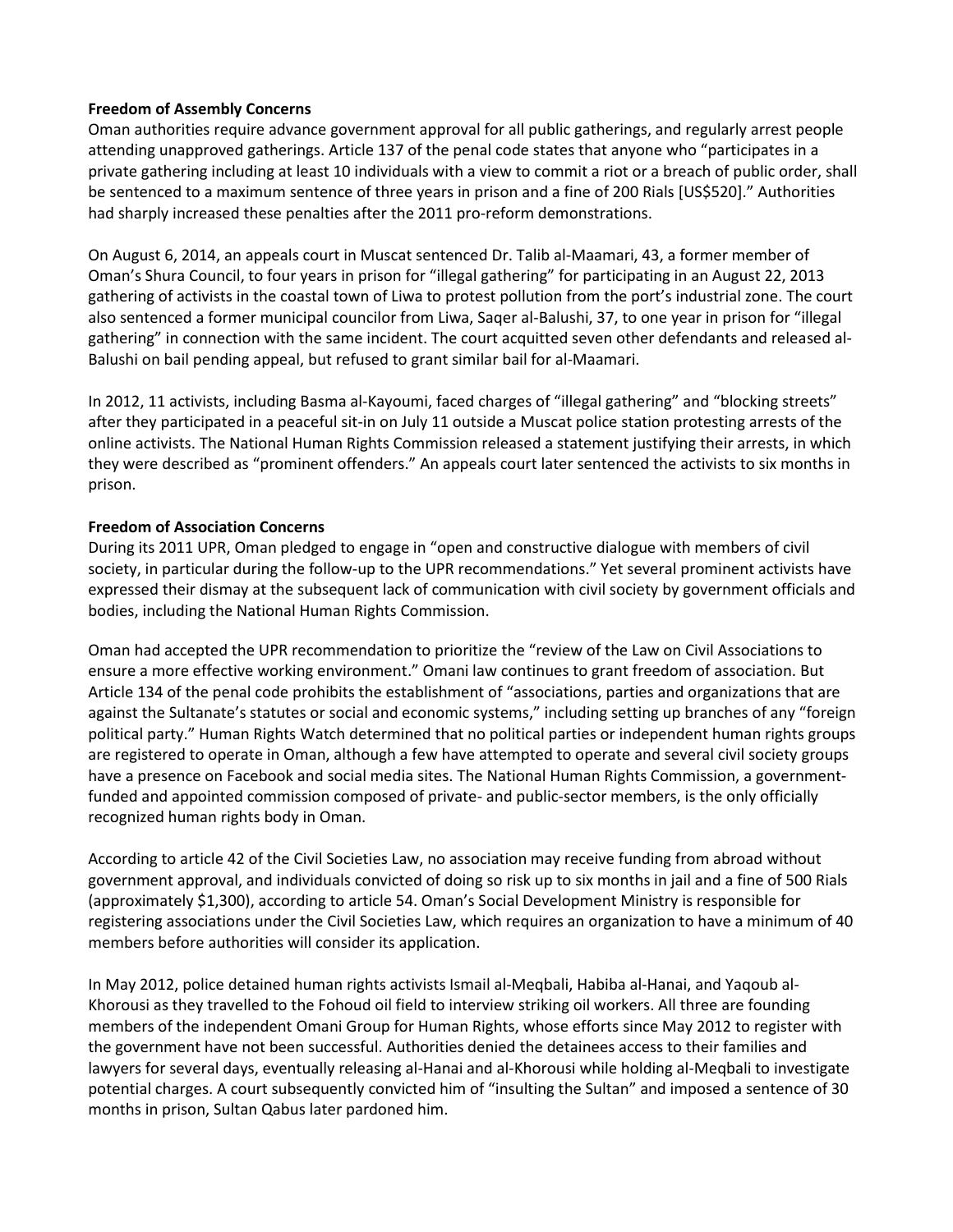**Freedom of Assembly Concerns**

Oman authorities require advance government approval for all public gatherings, and regularly arrest people attending unapproved gatherings. Article 137 of the penal code states that anyone who "participates in a private gathering including at least 10 individuals with a view to commit a riot or a breach of public order, shall be sentenced to a maximum sentence of three years in prison and a fine of 200 Rials [US$520]." Authorities had sharply increased these penalties after the 2011 pro-reform demonstrations.

On August 6, 2014, an appeals court in Muscat sentenced Dr. Talib al-Maamari, 43, a former member of Oman's Shura Council, to four years in prison for "illegal gathering" for participating in an August 22, 2013 gathering of activists in the coastal town of Liwa to protest pollution from the port's industrial zone. The court also sentenced a former municipal councilor from Liwa, Saqer al-Balushi, 37, to one year in prison for "illegal gathering" in connection with the same incident. The court acquitted seven other defendants and released al-Balushi on bail pending appeal, but refused to grant similar bail for al-Maamari.

In 2012, 11 activists, including Basma al-Kayoumi, faced charges of "illegal gathering" and "blocking streets" after they participated in a peaceful sit-in on July 11 outside a Muscat police station protesting arrests of the online activists. The National Human Rights Commission released a statement justifying their arrests, in which they were described as "prominent offenders." An appeals court later sentenced the activists to six months in prison.

**Freedom of Association Concerns**

During its 2011 UPR, Oman pledged to engage in "open and constructive dialogue with members of civil society, in particular during the follow-up to the UPR recommendations." Yet several prominent activists have expressed their dismay at the subsequent lack of communication with civil society by government officials and bodies, including the National Human Rights Commission.

Oman had accepted the UPR recommendation to prioritize the "review of the Law on Civil Associations to ensure a more effective working environment." Omani law continues to grant freedom of association. But Article 134 of the penal code prohibits the establishment of "associations, parties and organizations that are against the Sultanate's statutes or social and economic systems," including setting up branches of any "foreign political party." Human Rights Watch determined that no political parties or independent human rights groups are registered to operate in Oman, although a few have attempted to operate and several civil society groups have a presence on Facebook and social media sites. The National Human Rights Commission, a government-funded and appointed commission composed of private- and public-sector members, is the only officially recognized human rights body in Oman.

According to article 42 of the Civil Societies Law, no association may receive funding from abroad without government approval, and individuals convicted of doing so risk up to six months in jail and a fine of 500 Rials (approximately $1,300), according to article 54. Oman's Social Development Ministry is responsible for registering associations under the Civil Societies Law, which requires an organization to have a minimum of 40 members before authorities will consider its application.

In May 2012, police detained human rights activists Ismail al-Meqbali, Habiba al-Hanai, and Yaqoub al-Khorousi as they travelled to the Fohoud oil field to interview striking oil workers. All three are founding members of the independent Omani Group for Human Rights, whose efforts since May 2012 to register with the government have not been successful. Authorities denied the detainees access to their families and lawyers for several days, eventually releasing al-Hanai and al-Khorousi while holding al-Meqbali to investigate potential charges. A court subsequently convicted him of "insulting the Sultan" and imposed a sentence of 30 months in prison, Sultan Qabus later pardoned him.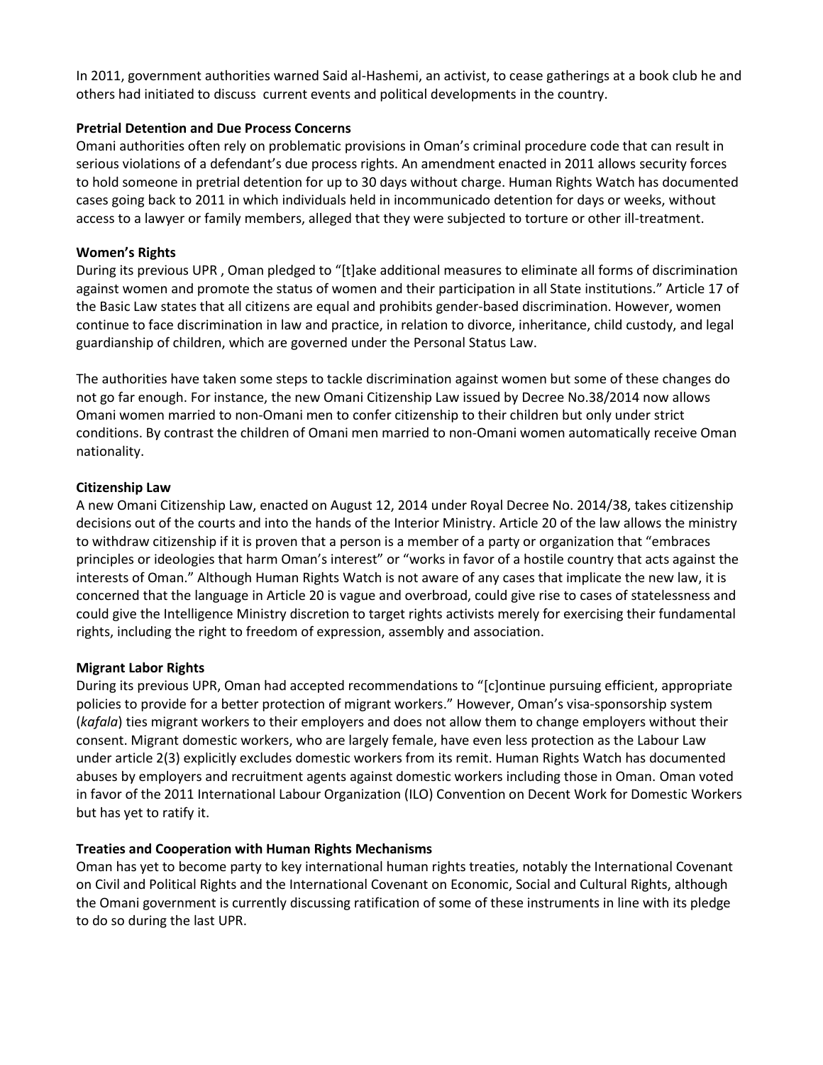In 2011, government authorities warned Said al-Hashemi, an activist, to cease gatherings at a book club he and others had initiated to discuss current events and political developments in the country.

### Pretrial Detention and Due Process Concerns

Omani authorities often rely on problematic provisions in Oman's criminal procedure code that can result in serious violations of a defendant's due process rights. An amendment enacted in 2011 allows security forces to hold someone in pretrial detention for up to 30 days without charge. Human Rights Watch has documented cases going back to 2011 in which individuals held in incommunicado detention for days or weeks, without access to a lawyer or family members, alleged that they were subjected to torture or other ill-treatment.

### Women's Rights

During its previous UPR , Oman pledged to "[t]ake additional measures to eliminate all forms of discrimination against women and promote the status of women and their participation in all State institutions." Article 17 of the Basic Law states that all citizens are equal and prohibits gender-based discrimination. However, women continue to face discrimination in law and practice, in relation to divorce, inheritance, child custody, and legal guardianship of children, which are governed under the Personal Status Law.

The authorities have taken some steps to tackle discrimination against women but some of these changes do not go far enough. For instance, the new Omani Citizenship Law issued by Decree No.38/2014 now allows Omani women married to non-Omani men to confer citizenship to their children but only under strict conditions. By contrast the children of Omani men married to non-Omani women automatically receive Oman nationality.

### Citizenship Law

A new Omani Citizenship Law, enacted on August 12, 2014 under Royal Decree No. 2014/38, takes citizenship decisions out of the courts and into the hands of the Interior Ministry. Article 20 of the law allows the ministry to withdraw citizenship if it is proven that a person is a member of a party or organization that "embraces principles or ideologies that harm Oman's interest" or "works in favor of a hostile country that acts against the interests of Oman." Although Human Rights Watch is not aware of any cases that implicate the new law, it is concerned that the language in Article 20 is vague and overbroad, could give rise to cases of statelessness and could give the Intelligence Ministry discretion to target rights activists merely for exercising their fundamental rights, including the right to freedom of expression, assembly and association.

### Migrant Labor Rights

During its previous UPR, Oman had accepted recommendations to "[c]ontinue pursuing efficient, appropriate policies to provide for a better protection of migrant workers." However, Oman's visa-sponsorship system (*kafala*) ties migrant workers to their employers and does not allow them to change employers without their consent. Migrant domestic workers, who are largely female, have even less protection as the Labour Law under article 2(3) explicitly excludes domestic workers from its remit. Human Rights Watch has documented abuses by employers and recruitment agents against domestic workers including those in Oman. Oman voted in favor of the 2011 International Labour Organization (ILO) Convention on Decent Work for Domestic Workers but has yet to ratify it.

### Treaties and Cooperation with Human Rights Mechanisms

Oman has yet to become party to key international human rights treaties, notably the International Covenant on Civil and Political Rights and the International Covenant on Economic, Social and Cultural Rights, although the Omani government is currently discussing ratification of some of these instruments in line with its pledge to do so during the last UPR.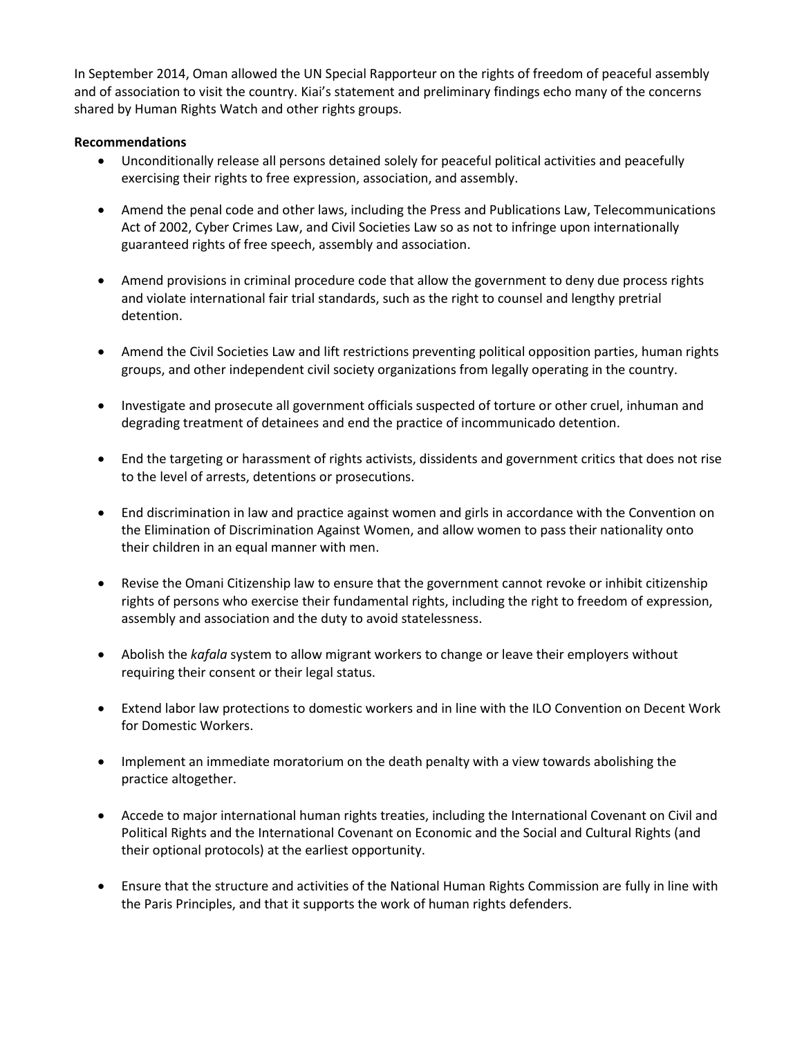In September 2014, Oman allowed the UN Special Rapporteur on the rights of freedom of peaceful assembly and of association to visit the country. Kiai's statement and preliminary findings echo many of the concerns shared by Human Rights Watch and other rights groups.

**Recommendations**

- Unconditionally release all persons detained solely for peaceful political activities and peacefully exercising their rights to free expression, association, and assembly.
- Amend the penal code and other laws, including the Press and Publications Law, Telecommunications Act of 2002, Cyber Crimes Law, and Civil Societies Law so as not to infringe upon internationally guaranteed rights of free speech, assembly and association.
- Amend provisions in criminal procedure code that allow the government to deny due process rights and violate international fair trial standards, such as the right to counsel and lengthy pretrial detention.
- Amend the Civil Societies Law and lift restrictions preventing political opposition parties, human rights groups, and other independent civil society organizations from legally operating in the country.
- Investigate and prosecute all government officials suspected of torture or other cruel, inhuman and degrading treatment of detainees and end the practice of incommunicado detention.
- End the targeting or harassment of rights activists, dissidents and government critics that does not rise to the level of arrests, detentions or prosecutions.
- End discrimination in law and practice against women and girls in accordance with the Convention on the Elimination of Discrimination Against Women, and allow women to pass their nationality onto their children in an equal manner with men.
- Revise the Omani Citizenship law to ensure that the government cannot revoke or inhibit citizenship rights of persons who exercise their fundamental rights, including the right to freedom of expression, assembly and association and the duty to avoid statelessness.
- Abolish the *kafala* system to allow migrant workers to change or leave their employers without requiring their consent or their legal status.
- Extend labor law protections to domestic workers and in line with the ILO Convention on Decent Work for Domestic Workers.
- Implement an immediate moratorium on the death penalty with a view towards abolishing the practice altogether.
- Accede to major international human rights treaties, including the International Covenant on Civil and Political Rights and the International Covenant on Economic and the Social and Cultural Rights (and their optional protocols) at the earliest opportunity.
- Ensure that the structure and activities of the National Human Rights Commission are fully in line with the Paris Principles, and that it supports the work of human rights defenders.